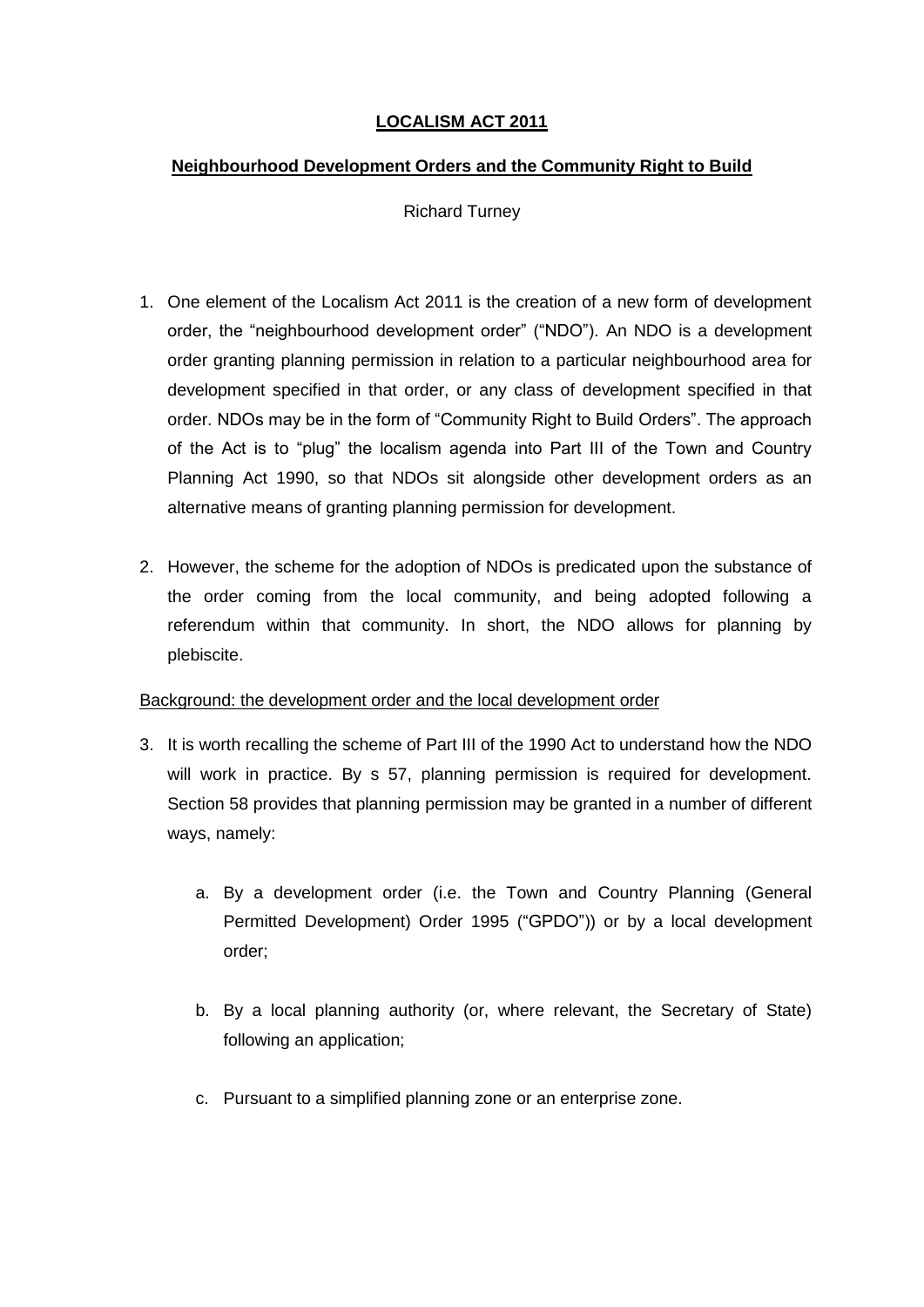# **LOCALISM ACT 2011**

## **Neighbourhood Development Orders and the Community Right to Build**

Richard Turney

1. One element of the Localism Act 2011 is the creation of a new form of development order, the "neighbourhood development order" ("NDO"). An NDO is a development order granting planning permission in relation to a particular neighbourhood area for development specified in that order, or any class of development specified in that order. NDOs may be in the form of "Community Right to Build Orders". The approach of the Act is to "plug" the localism agenda into Part III of the Town and Country Planning Act 1990, so that NDOs sit alongside other development orders as an alternative means of granting planning permission for development.

2. However, the scheme for the adoption of NDOs is predicated upon the substance of the order coming from the local community, and being adopted following a referendum within that community. In short, the NDO allows for planning by plebiscite.

<u>Background: the development order and the local development order</u>

3. It is worth recalling the scheme of Part III of the 1990 Act to understand how the NDO will work in practice. By s 57, planning permission is required for development. Section 58 provides that planning permission may be granted in a number of different ways, namely:

    a. By a development order (i.e. the Town and Country Planning (General Permitted Development) Order 1995 ("GPDO")) or by a local development order;

    b. By a local planning authority (or, where relevant, the Secretary of State) following an application;

    c. Pursuant to a simplified planning zone or an enterprise zone.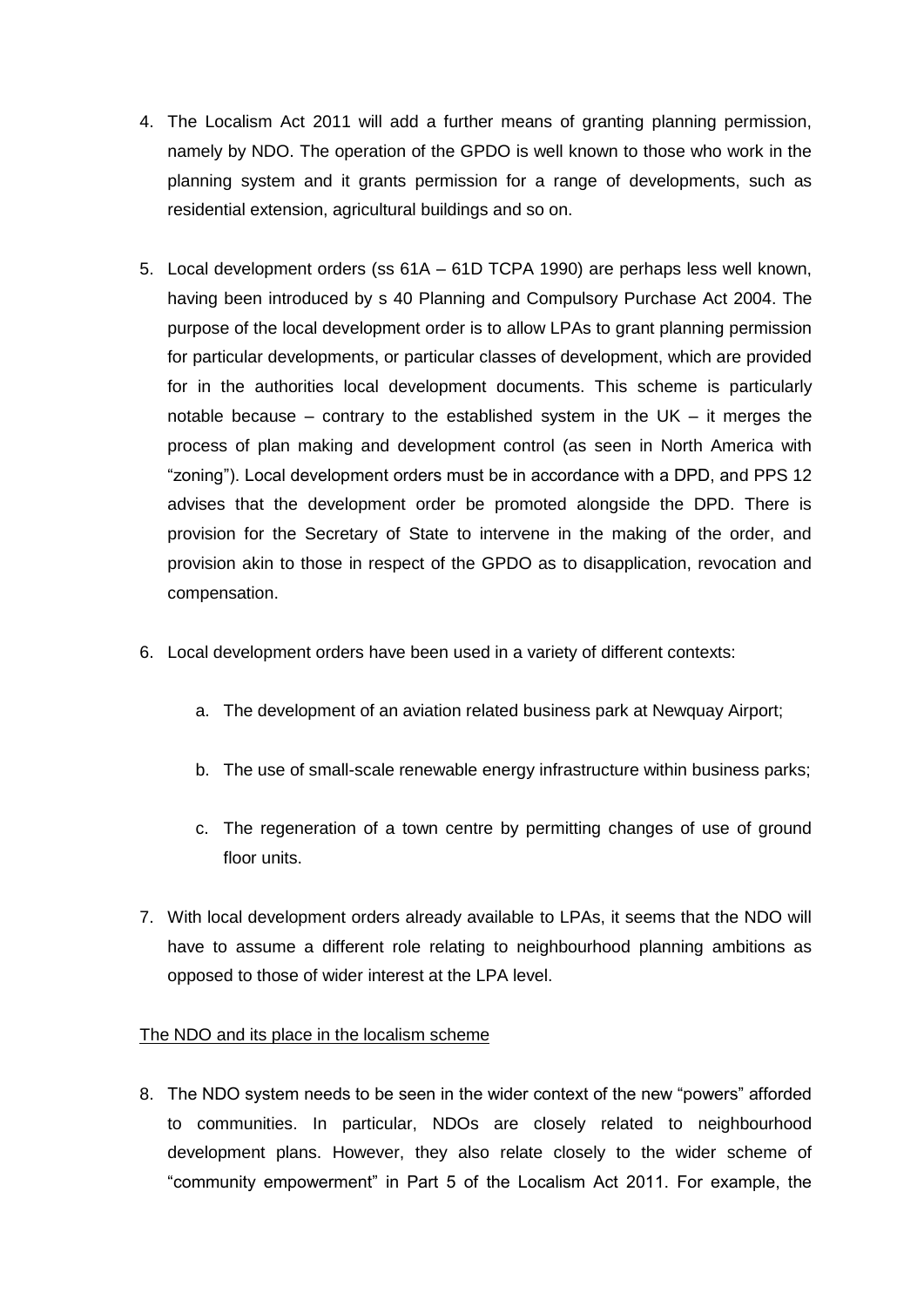4. The Localism Act 2011 will add a further means of granting planning permission, namely by NDO. The operation of the GPDO is well known to those who work in the planning system and it grants permission for a range of developments, such as residential extension, agricultural buildings and so on.

5. Local development orders (ss 61A – 61D TCPA 1990) are perhaps less well known, having been introduced by s 40 Planning and Compulsory Purchase Act 2004. The purpose of the local development order is to allow LPAs to grant planning permission for particular developments, or particular classes of development, which are provided for in the authorities local development documents. This scheme is particularly notable because – contrary to the established system in the UK – it merges the process of plan making and development control (as seen in North America with "zoning"). Local development orders must be in accordance with a DPD, and PPS 12 advises that the development order be promoted alongside the DPD. There is provision for the Secretary of State to intervene in the making of the order, and provision akin to those in respect of the GPDO as to disapplication, revocation and compensation.

6. Local development orders have been used in a variety of different contexts:

   a. The development of an aviation related business park at Newquay Airport;

   b. The use of small-scale renewable energy infrastructure within business parks;

   c. The regeneration of a town centre by permitting changes of use of ground floor units.

7. With local development orders already available to LPAs, it seems that the NDO will have to assume a different role relating to neighbourhood planning ambitions as opposed to those of wider interest at the LPA level.

<u>The NDO and its place in the localism scheme</u>

8. The NDO system needs to be seen in the wider context of the new "powers" afforded to communities. In particular, NDOs are closely related to neighbourhood development plans. However, they also relate closely to the wider scheme of "community empowerment" in Part 5 of the Localism Act 2011. For example, the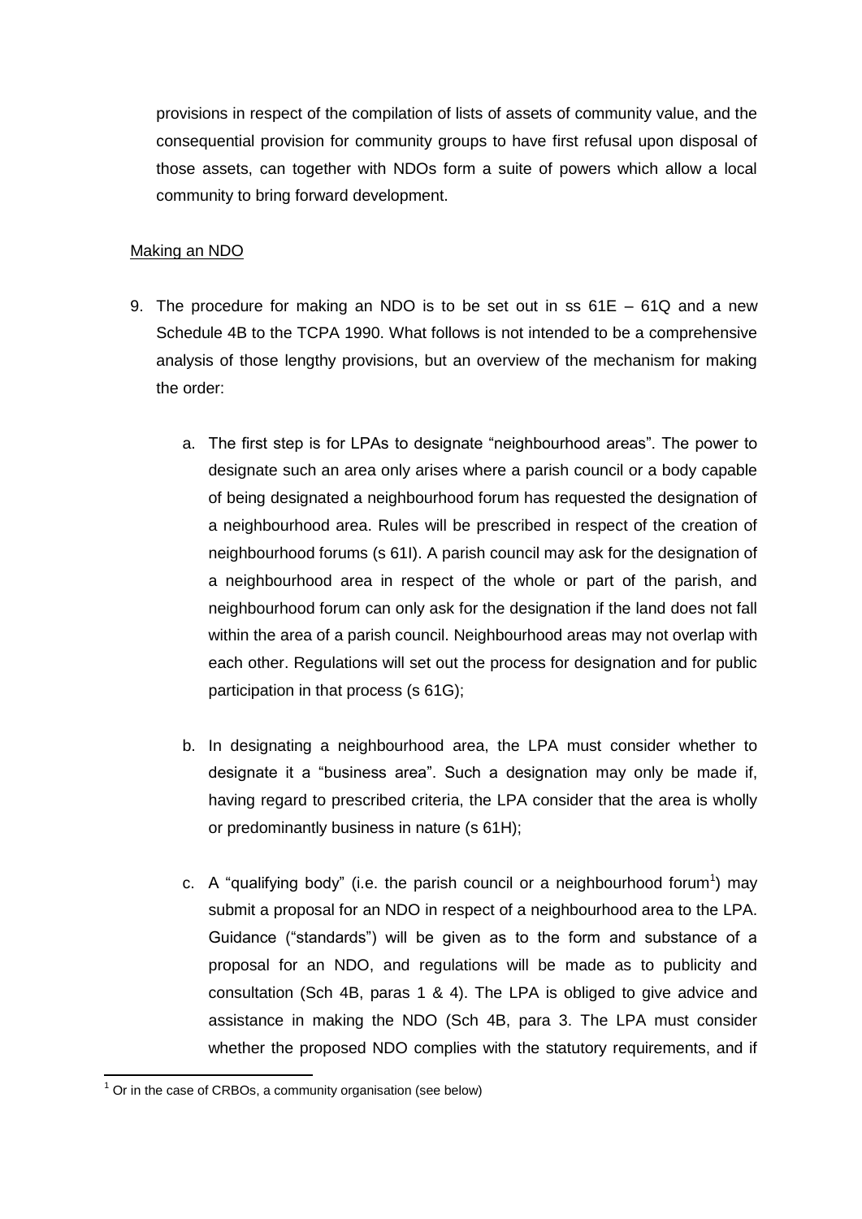provisions in respect of the compilation of lists of assets of community value, and the consequential provision for community groups to have first refusal upon disposal of those assets, can together with NDOs form a suite of powers which allow a local community to bring forward development.

Making an NDO

9. The procedure for making an NDO is to be set out in ss 61E – 61Q and a new Schedule 4B to the TCPA 1990. What follows is not intended to be a comprehensive analysis of those lengthy provisions, but an overview of the mechanism for making the order:

   a. The first step is for LPAs to designate "neighbourhood areas". The power to designate such an area only arises where a parish council or a body capable of being designated a neighbourhood forum has requested the designation of a neighbourhood area. Rules will be prescribed in respect of the creation of neighbourhood forums (s 61I). A parish council may ask for the designation of a neighbourhood area in respect of the whole or part of the parish, and neighbourhood forum can only ask for the designation if the land does not fall within the area of a parish council. Neighbourhood areas may not overlap with each other. Regulations will set out the process for designation and for public participation in that process (s 61G);

   b. In designating a neighbourhood area, the LPA must consider whether to designate it a "business area". Such a designation may only be made if, having regard to prescribed criteria, the LPA consider that the area is wholly or predominantly business in nature (s 61H);

   c. A "qualifying body" (i.e. the parish council or a neighbourhood forum[1]) may submit a proposal for an NDO in respect of a neighbourhood area to the LPA. Guidance ("standards") will be given as to the form and substance of a proposal for an NDO, and regulations will be made as to publicity and consultation (Sch 4B, paras 1 & 4). The LPA is obliged to give advice and assistance in making the NDO (Sch 4B, para 3. The LPA must consider whether the proposed NDO complies with the statutory requirements, and if

[1] Or in the case of CRBOs, a community organisation (see below)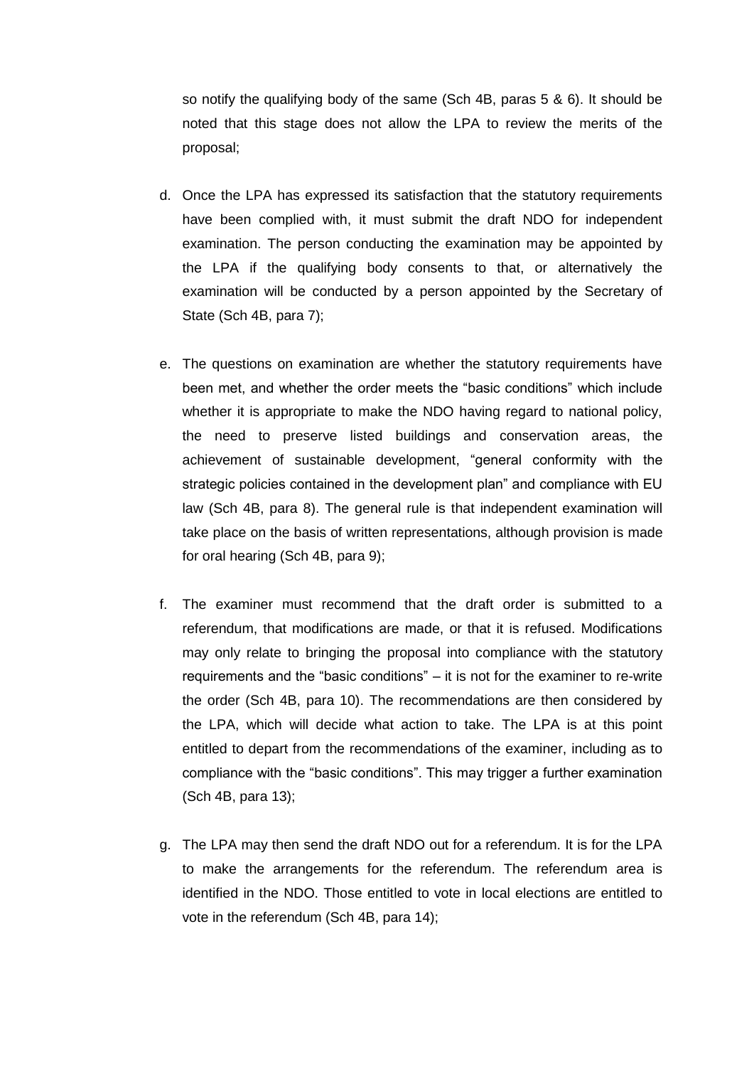so notify the qualifying body of the same (Sch 4B, paras 5 & 6). It should be noted that this stage does not allow the LPA to review the merits of the proposal;

d. Once the LPA has expressed its satisfaction that the statutory requirements have been complied with, it must submit the draft NDO for independent examination. The person conducting the examination may be appointed by the LPA if the qualifying body consents to that, or alternatively the examination will be conducted by a person appointed by the Secretary of State (Sch 4B, para 7);

e. The questions on examination are whether the statutory requirements have been met, and whether the order meets the "basic conditions" which include whether it is appropriate to make the NDO having regard to national policy, the need to preserve listed buildings and conservation areas, the achievement of sustainable development, "general conformity with the strategic policies contained in the development plan" and compliance with EU law (Sch 4B, para 8). The general rule is that independent examination will take place on the basis of written representations, although provision is made for oral hearing (Sch 4B, para 9);

f. The examiner must recommend that the draft order is submitted to a referendum, that modifications are made, or that it is refused. Modifications may only relate to bringing the proposal into compliance with the statutory requirements and the "basic conditions" – it is not for the examiner to re-write the order (Sch 4B, para 10). The recommendations are then considered by the LPA, which will decide what action to take. The LPA is at this point entitled to depart from the recommendations of the examiner, including as to compliance with the "basic conditions". This may trigger a further examination (Sch 4B, para 13);

g. The LPA may then send the draft NDO out for a referendum. It is for the LPA to make the arrangements for the referendum. The referendum area is identified in the NDO. Those entitled to vote in local elections are entitled to vote in the referendum (Sch 4B, para 14);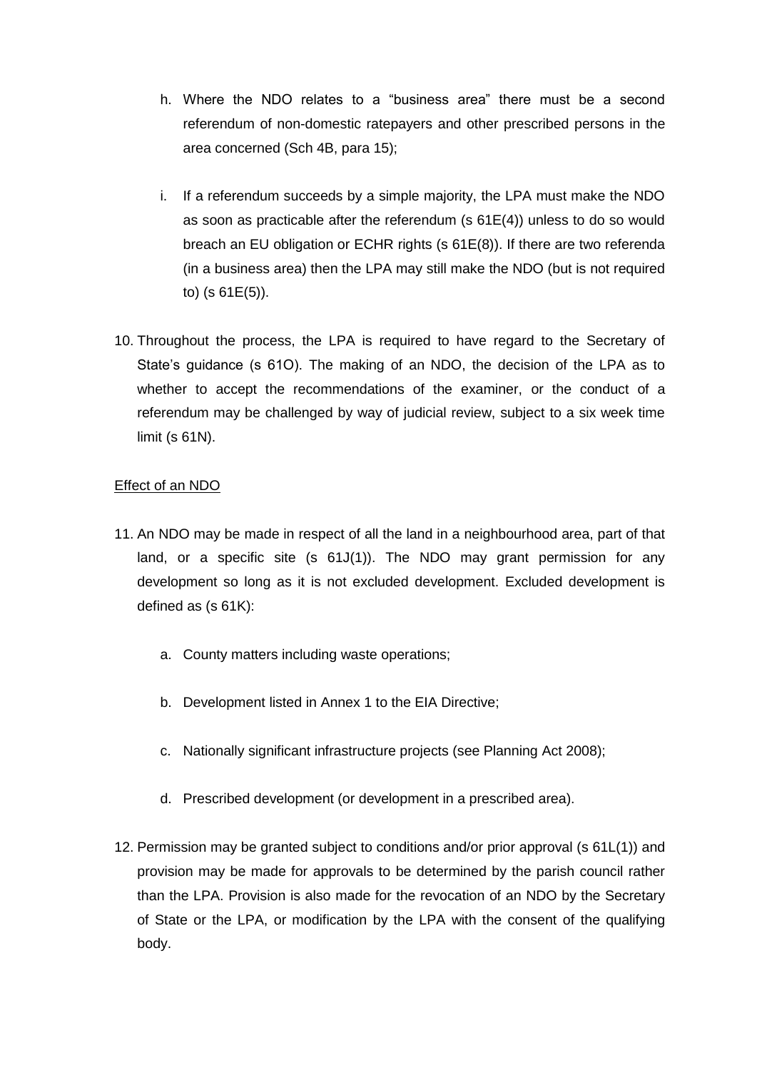h. Where the NDO relates to a "business area" there must be a second referendum of non-domestic ratepayers and other prescribed persons in the area concerned (Sch 4B, para 15);

i. If a referendum succeeds by a simple majority, the LPA must make the NDO as soon as practicable after the referendum (s 61E(4)) unless to do so would breach an EU obligation or ECHR rights (s 61E(8)). If there are two referenda (in a business area) then the LPA may still make the NDO (but is not required to) (s 61E(5)).

10. Throughout the process, the LPA is required to have regard to the Secretary of State's guidance (s 61O). The making of an NDO, the decision of the LPA as to whether to accept the recommendations of the examiner, or the conduct of a referendum may be challenged by way of judicial review, subject to a six week time limit (s 61N).

<u>Effect of an NDO</u>

11. An NDO may be made in respect of all the land in a neighbourhood area, part of that land, or a specific site (s 61J(1)). The NDO may grant permission for any development so long as it is not excluded development. Excluded development is defined as (s 61K):

    a. County matters including waste operations;

    b. Development listed in Annex 1 to the EIA Directive;

    c. Nationally significant infrastructure projects (see Planning Act 2008);

    d. Prescribed development (or development in a prescribed area).

12. Permission may be granted subject to conditions and/or prior approval (s 61L(1)) and provision may be made for approvals to be determined by the parish council rather than the LPA. Provision is also made for the revocation of an NDO by the Secretary of State or the LPA, or modification by the LPA with the consent of the qualifying body.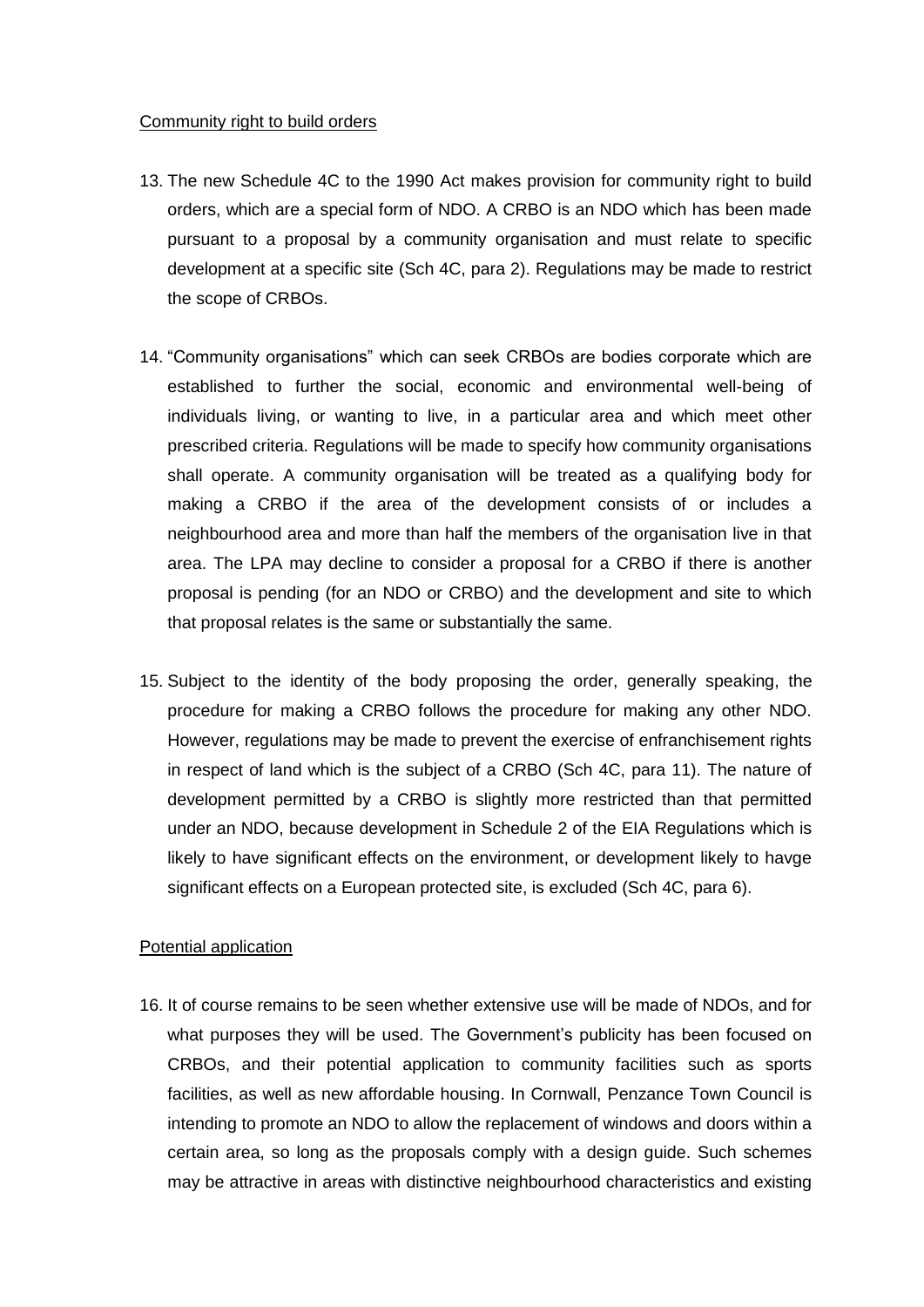Community right to build orders

13. The new Schedule 4C to the 1990 Act makes provision for community right to build orders, which are a special form of NDO. A CRBO is an NDO which has been made pursuant to a proposal by a community organisation and must relate to specific development at a specific site (Sch 4C, para 2). Regulations may be made to restrict the scope of CRBOs.

14. "Community organisations" which can seek CRBOs are bodies corporate which are established to further the social, economic and environmental well-being of individuals living, or wanting to live, in a particular area and which meet other prescribed criteria. Regulations will be made to specify how community organisations shall operate. A community organisation will be treated as a qualifying body for making a CRBO if the area of the development consists of or includes a neighbourhood area and more than half the members of the organisation live in that area. The LPA may decline to consider a proposal for a CRBO if there is another proposal is pending (for an NDO or CRBO) and the development and site to which that proposal relates is the same or substantially the same.

15. Subject to the identity of the body proposing the order, generally speaking, the procedure for making a CRBO follows the procedure for making any other NDO. However, regulations may be made to prevent the exercise of enfranchisement rights in respect of land which is the subject of a CRBO (Sch 4C, para 11). The nature of development permitted by a CRBO is slightly more restricted than that permitted under an NDO, because development in Schedule 2 of the EIA Regulations which is likely to have significant effects on the environment, or development likely to havge significant effects on a European protected site, is excluded (Sch 4C, para 6).

Potential application

16. It of course remains to be seen whether extensive use will be made of NDOs, and for what purposes they will be used. The Government's publicity has been focused on CRBOs, and their potential application to community facilities such as sports facilities, as well as new affordable housing. In Cornwall, Penzance Town Council is intending to promote an NDO to allow the replacement of windows and doors within a certain area, so long as the proposals comply with a design guide. Such schemes may be attractive in areas with distinctive neighbourhood characteristics and existing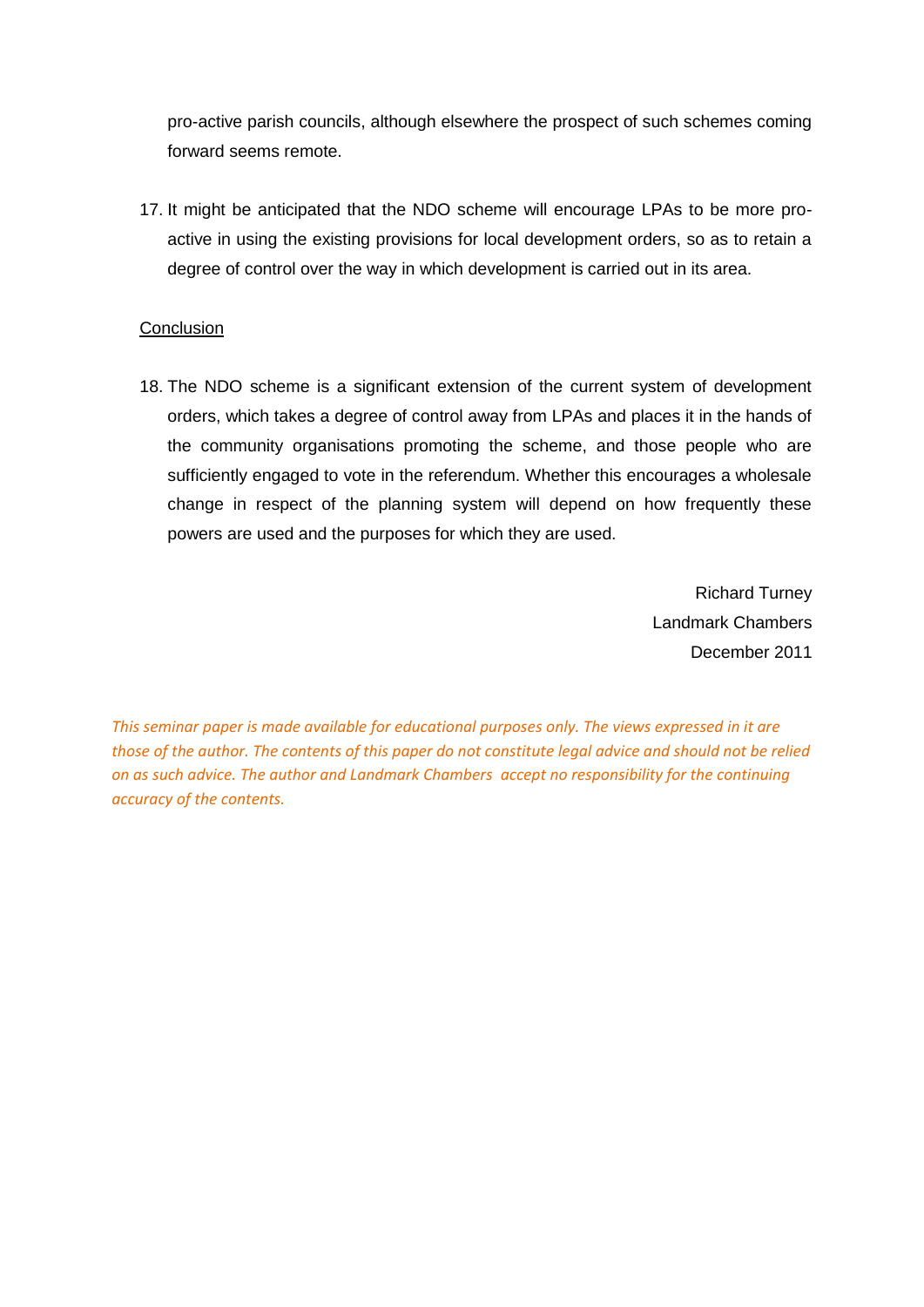pro-active parish councils, although elsewhere the prospect of such schemes coming forward seems remote.

17. It might be anticipated that the NDO scheme will encourage LPAs to be more pro-active in using the existing provisions for local development orders, so as to retain a degree of control over the way in which development is carried out in its area.

## Conclusion

18. The NDO scheme is a significant extension of the current system of development orders, which takes a degree of control away from LPAs and places it in the hands of the community organisations promoting the scheme, and those people who are sufficiently engaged to vote in the referendum. Whether this encourages a wholesale change in respect of the planning system will depend on how frequently these powers are used and the purposes for which they are used.

Richard Turney
Landmark Chambers
December 2011

*This seminar paper is made available for educational purposes only. The views expressed in it are those of the author. The contents of this paper do not constitute legal advice and should not be relied on as such advice. The author and Landmark Chambers accept no responsibility for the continuing accuracy of the contents.*